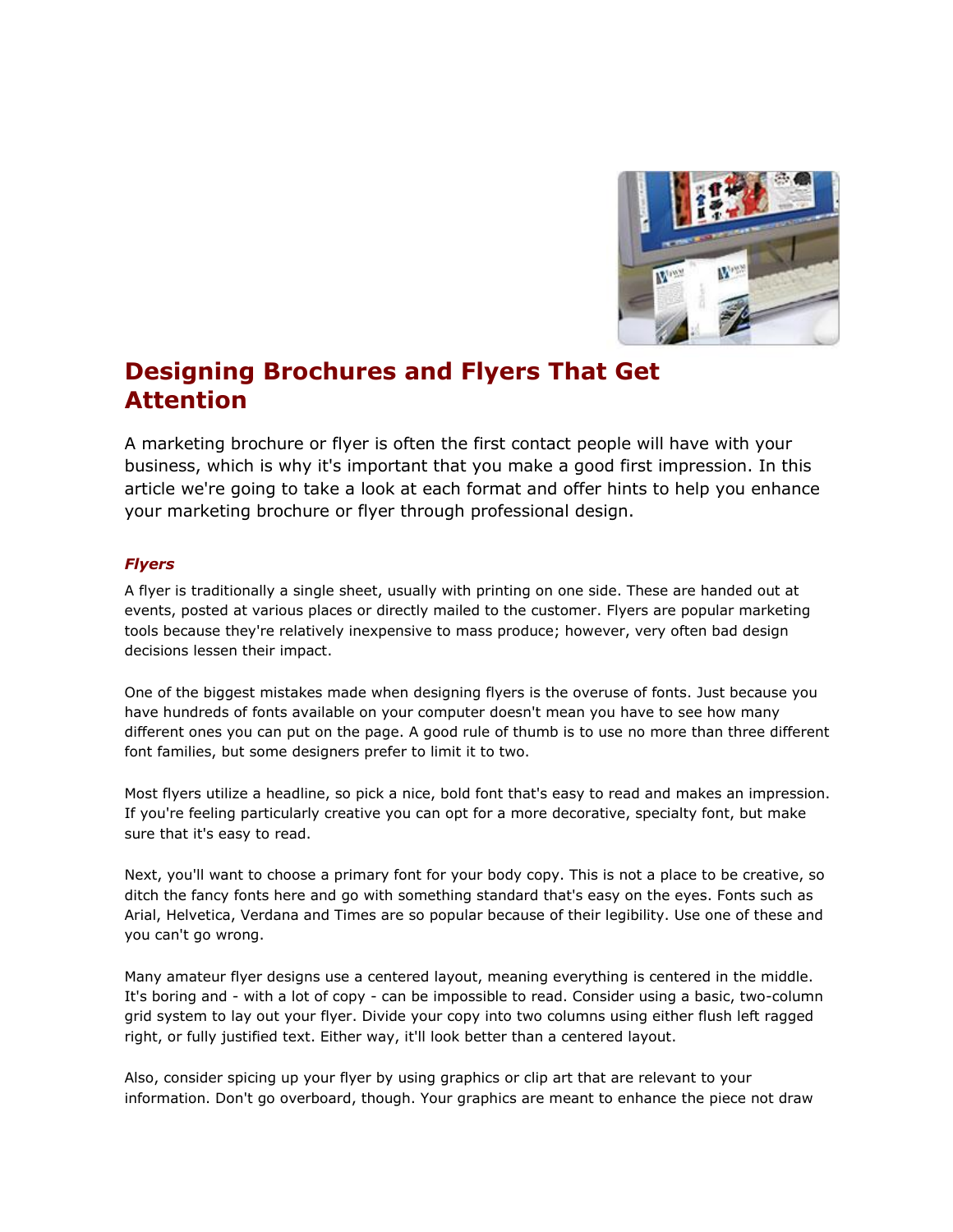# Designing Brochures and Flyers That Get Attention

A marketing brochure or flyer is often the first contact people will have with your business, which is why it's important that you make a good first impression. In this article we're going to take a look at each format and offer hints to help you enhance your marketing brochure or flyer through professional design.

### *Flyers*

A flyer is traditionally a single sheet, usually with printing on one side. These are handed out at events, posted at various places or directly mailed to the customer. Flyers are popular marketing tools because they're relatively inexpensive to mass produce; however, very often bad design decisions lessen their impact.

One of the biggest mistakes made when designing flyers is the overuse of fonts. Just because you have hundreds of fonts available on your computer doesn't mean you have to see how many different ones you can put on the page. A good rule of thumb is to use no more than three different font families, but some designers prefer to limit it to two.

Most flyers utilize a headline, so pick a nice, bold font that's easy to read and makes an impression. If you're feeling particularly creative you can opt for a more decorative, specialty font, but make sure that it's easy to read.

Next, you'll want to choose a primary font for your body copy. This is not a place to be creative, so ditch the fancy fonts here and go with something standard that's easy on the eyes. Fonts such as Arial, Helvetica, Verdana and Times are so popular because of their legibility. Use one of these and you can't go wrong.

Many amateur flyer designs use a centered layout, meaning everything is centered in the middle. It's boring and - with a lot of copy - can be impossible to read. Consider using a basic, two-column grid system to lay out your flyer. Divide your copy into two columns using either flush left ragged right, or fully justified text. Either way, it'll look better than a centered layout.

Also, consider spicing up your flyer by using graphics or clip art that are relevant to your information. Don't go overboard, though. Your graphics are meant to enhance the piece not draw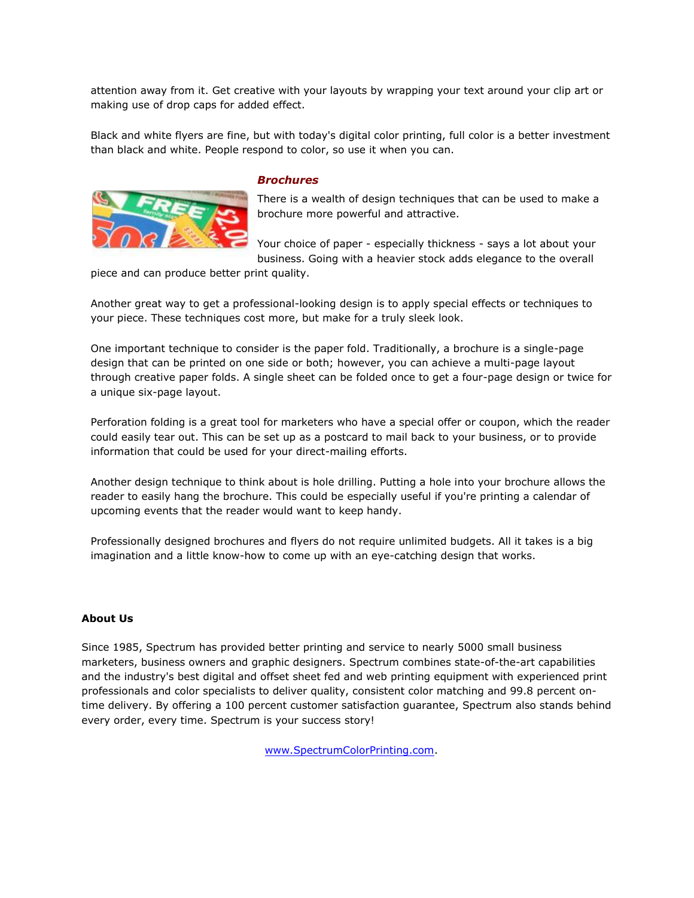attention away from it. Get creative with your layouts by wrapping your text around your clip art or making use of drop caps for added effect.

Black and white flyers are fine, but with today's digital color printing, full color is a better investment than black and white. People respond to color, so use it when you can.

### *Brochures*

There is a wealth of design techniques that can be used to make a brochure more powerful and attractive.

Your choice of paper - especially thickness - says a lot about your business. Going with a heavier stock adds elegance to the overall piece and can produce better print quality.

Another great way to get a professional-looking design is to apply special effects or techniques to your piece. These techniques cost more, but make for a truly sleek look.

One important technique to consider is the paper fold. Traditionally, a brochure is a single-page design that can be printed on one side or both; however, you can achieve a multi-page layout through creative paper folds. A single sheet can be folded once to get a four-page design or twice for a unique six-page layout.

Perforation folding is a great tool for marketers who have a special offer or coupon, which the reader could easily tear out. This can be set up as a postcard to mail back to your business, or to provide information that could be used for your direct-mailing efforts.

Another design technique to think about is hole drilling. Putting a hole into your brochure allows the reader to easily hang the brochure. This could be especially useful if you're printing a calendar of upcoming events that the reader would want to keep handy.

Professionally designed brochures and flyers do not require unlimited budgets. All it takes is a big imagination and a little know-how to come up with an eye-catching design that works.

**About Us**

Since 1985, Spectrum has provided better printing and service to nearly 5000 small business marketers, business owners and graphic designers. Spectrum combines state-of-the-art capabilities and the industry's best digital and offset sheet fed and web printing equipment with experienced print professionals and color specialists to deliver quality, consistent color matching and 99.8 percent on-time delivery. By offering a 100 percent customer satisfaction guarantee, Spectrum also stands behind every order, every time. Spectrum is your success story!

www.SpectrumColorPrinting.com.